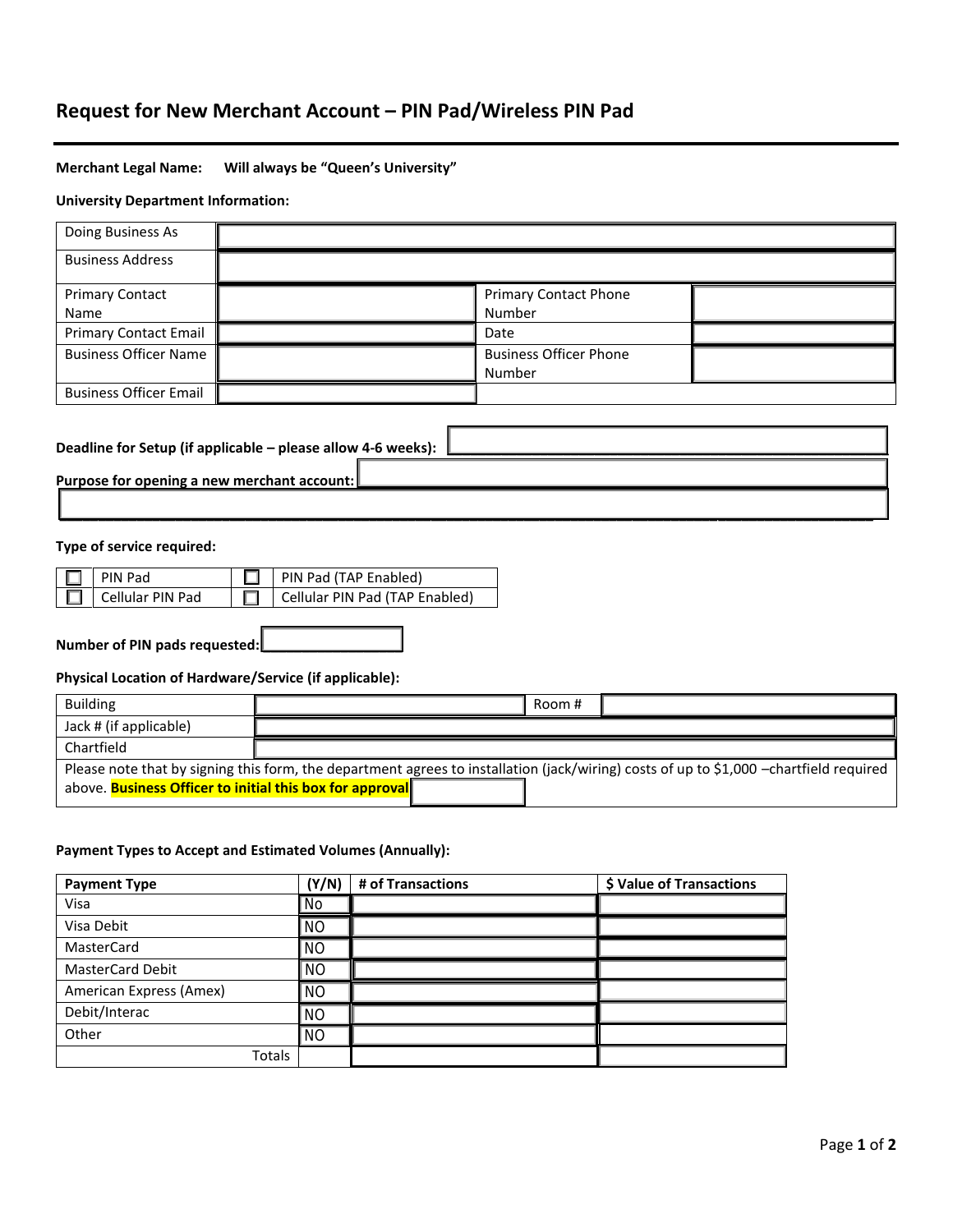# Request for New Merchant Account – PIN Pad/Wireless PIN Pad

**Merchant Legal Name:** **Will always be "Queen's University"**

**University Department Information:**

| | | | |
|---|---|---|---|
| Doing Business As | | | |
| Business Address | | | |
| Primary Contact Name | | Primary Contact Phone Number | |
| Primary Contact Email | | Date | |
| Business Officer Name | | Business Officer Phone Number | |
| Business Officer Email | | | |

**Deadline for Setup (if applicable – please allow 4-6 weeks):**

**Purpose for opening a new merchant account:**

**Type of service required:**

| | | | |
|---|---|---|---|
| ☐ | PIN Pad | ☐ | PIN Pad (TAP Enabled) |
| ☐ | Cellular PIN Pad | ☐ | Cellular PIN Pad (TAP Enabled) |

**Number of PIN pads requested:**

**Physical Location of Hardware/Service (if applicable):**

| | | | |
|---|---|---|---|
| Building | | Room # | |
| Jack # (if applicable) | | | |
| Chartfield | | | |

Please note that by signing this form, the department agrees to installation (jack/wiring) costs of up to $1,000 –chartfield required above. **Business Officer to initial this box for approval**

**Payment Types to Accept and Estimated Volumes (Annually):**

| Payment Type | (Y/N) | # of Transactions | $ Value of Transactions |
|---|---|---|---|
| Visa | No | | |
| Visa Debit | NO | | |
| MasterCard | NO | | |
| MasterCard Debit | NO | | |
| American Express (Amex) | NO | | |
| Debit/Interac | NO | | |
| Other | NO | | |
| Totals | | | |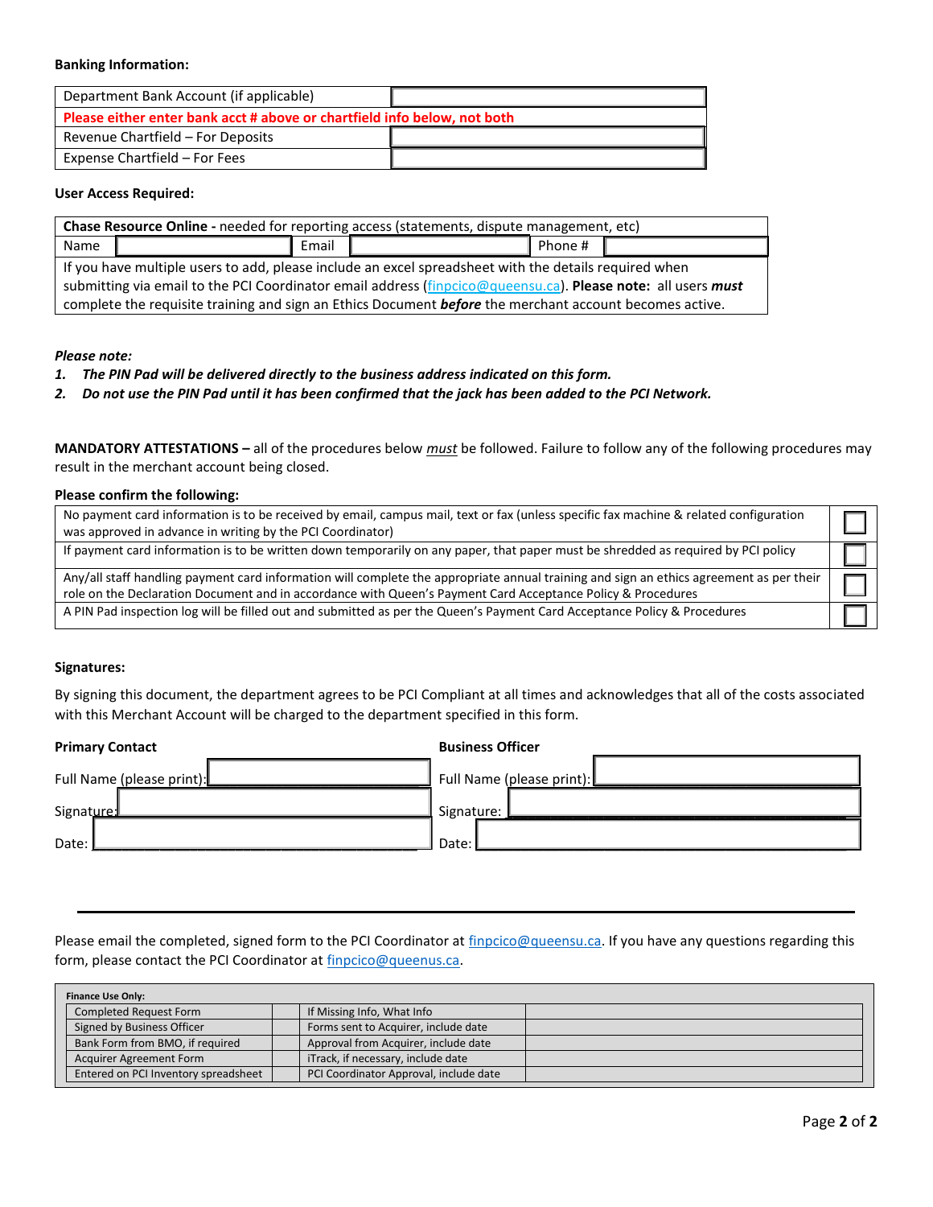**Banking Information:**

| | |
|---|---|
| Department Bank Account (if applicable) | |
| **Please either enter bank acct # above or chartfield info below, not both** | |
| Revenue Chartfield – For Deposits | |
| Expense Chartfield – For Fees | |

**User Access Required:**

| | | | | | |
|---|---|---|---|---|---|
| **Chase Resource Online -** needed for reporting access (statements, dispute management, etc) | | | | | |
| Name | | Email | | Phone # | |
| If you have multiple users to add, please include an excel spreadsheet with the details required when submitting via email to the PCI Coordinator email address (finpcico@queensu.ca). **Please note:** all users ***must*** complete the requisite training and sign an Ethics Document ***before*** the merchant account becomes active. | | | | | |

*Please note:*

1. ***The PIN Pad will be delivered directly to the business address indicated on this form.***
2. ***Do not use the PIN Pad until it has been confirmed that the jack has been added to the PCI Network.***

**MANDATORY ATTESTATIONS –** all of the procedures below *must* be followed. Failure to follow any of the following procedures may result in the merchant account being closed.

**Please confirm the following:**

| | |
|---|---|
| No payment card information is to be received by email, campus mail, text or fax (unless specific fax machine & related configuration was approved in advance in writing by the PCI Coordinator) | ☐ |
| If payment card information is to be written down temporarily on any paper, that paper must be shredded as required by PCI policy | ☐ |
| Any/all staff handling payment card information will complete the appropriate annual training and sign an ethics agreement as per their role on the Declaration Document and in accordance with Queen's Payment Card Acceptance Policy & Procedures | ☐ |
| A PIN Pad inspection log will be filled out and submitted as per the Queen's Payment Card Acceptance Policy & Procedures | ☐ |

**Signatures:**

By signing this document, the department agrees to be PCI Compliant at all times and acknowledges that all of the costs associated with this Merchant Account will be charged to the department specified in this form.

**Primary Contact**

Full Name (please print):

Signature:

Date:

**Business Officer**

Full Name (please print):

Signature:

Date:

---

Please email the completed, signed form to the PCI Coordinator at finpcico@queensu.ca. If you have any questions regarding this form, please contact the PCI Coordinator at finpcico@queenus.ca.

| Finance Use Only: | | | |
|---|---|---|---|
| Completed Request Form | | If Missing Info, What Info | |
| Signed by Business Officer | | Forms sent to Acquirer, include date | |
| Bank Form from BMO, if required | | Approval from Acquirer, include date | |
| Acquirer Agreement Form | | iTrack, if necessary, include date | |
| Entered on PCI Inventory spreadsheet | | PCI Coordinator Approval, include date | |